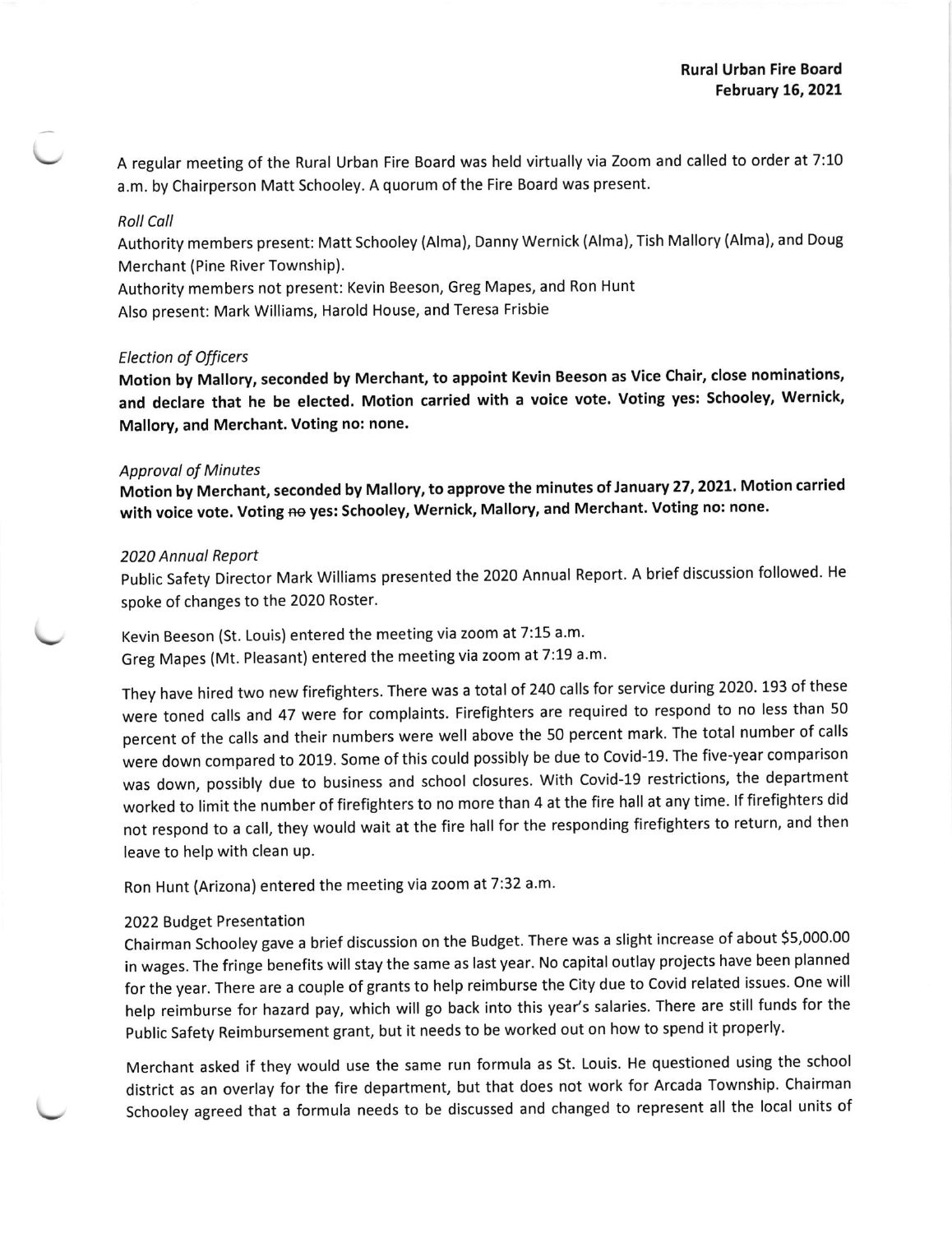**Rural Urban Fire Board**
**February 16, 2021**

A regular meeting of the Rural Urban Fire Board was held virtually via Zoom and called to order at 7:10 a.m. by Chairperson Matt Schooley. A quorum of the Fire Board was present.

*Roll Call*

Authority members present: Matt Schooley (Alma), Danny Wernick (Alma), Tish Mallory (Alma), and Doug Merchant (Pine River Township).
Authority members not present: Kevin Beeson, Greg Mapes, and Ron Hunt
Also present: Mark Williams, Harold House, and Teresa Frisbie

*Election of Officers*

**Motion by Mallory, seconded by Merchant, to appoint Kevin Beeson as Vice Chair, close nominations, and declare that he be elected. Motion carried with a voice vote. Voting yes: Schooley, Wernick, Mallory, and Merchant. Voting no: none.**

*Approval of Minutes*

**Motion by Merchant, seconded by Mallory, to approve the minutes of January 27, 2021. Motion carried with voice vote. Voting ~~no~~ yes: Schooley, Wernick, Mallory, and Merchant. Voting no: none.**

*2020 Annual Report*

Public Safety Director Mark Williams presented the 2020 Annual Report. A brief discussion followed. He spoke of changes to the 2020 Roster.

Kevin Beeson (St. Louis) entered the meeting via zoom at 7:15 a.m.
Greg Mapes (Mt. Pleasant) entered the meeting via zoom at 7:19 a.m.

They have hired two new firefighters. There was a total of 240 calls for service during 2020. 193 of these were toned calls and 47 were for complaints. Firefighters are required to respond to no less than 50 percent of the calls and their numbers were well above the 50 percent mark. The total number of calls were down compared to 2019. Some of this could possibly be due to Covid-19. The five-year comparison was down, possibly due to business and school closures. With Covid-19 restrictions, the department worked to limit the number of firefighters to no more than 4 at the fire hall at any time. If firefighters did not respond to a call, they would wait at the fire hall for the responding firefighters to return, and then leave to help with clean up.

Ron Hunt (Arizona) entered the meeting via zoom at 7:32 a.m.

2022 Budget Presentation

Chairman Schooley gave a brief discussion on the Budget. There was a slight increase of about $5,000.00 in wages. The fringe benefits will stay the same as last year. No capital outlay projects have been planned for the year. There are a couple of grants to help reimburse the City due to Covid related issues. One will help reimburse for hazard pay, which will go back into this year's salaries. There are still funds for the Public Safety Reimbursement grant, but it needs to be worked out on how to spend it properly.

Merchant asked if they would use the same run formula as St. Louis. He questioned using the school district as an overlay for the fire department, but that does not work for Arcada Township. Chairman Schooley agreed that a formula needs to be discussed and changed to represent all the local units of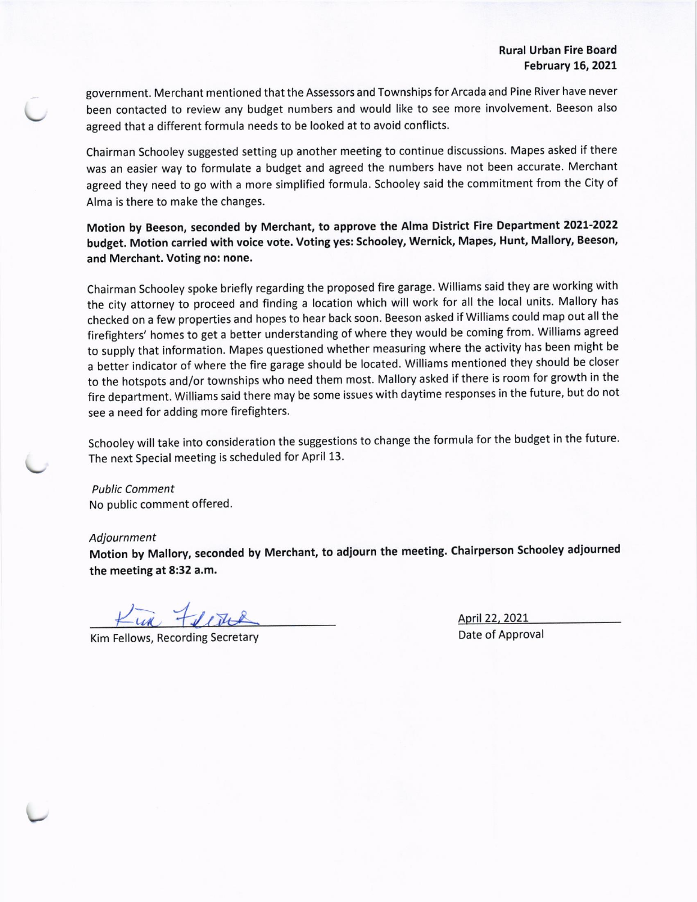government. Merchant mentioned that the Assessors and Townships for Arcada and Pine River have never been contacted to review any budget numbers and would like to see more involvement. Beeson also agreed that a different formula needs to be looked at to avoid conflicts.

Chairman Schooley suggested setting up another meeting to continue discussions. Mapes asked if there was an easier way to formulate a budget and agreed the numbers have not been accurate. Merchant agreed they need to go with a more simplified formula. Schooley said the commitment from the City of Alma is there to make the changes.

**Motion by Beeson, seconded by Merchant, to approve the Alma District Fire Department 2021-2022 budget. Motion carried with voice vote. Voting yes: Schooley, Wernick, Mapes, Hunt, Mallory, Beeson, and Merchant. Voting no: none.**

Chairman Schooley spoke briefly regarding the proposed fire garage. Williams said they are working with the city attorney to proceed and finding a location which will work for all the local units. Mallory has checked on a few properties and hopes to hear back soon. Beeson asked if Williams could map out all the firefighters' homes to get a better understanding of where they would be coming from. Williams agreed to supply that information. Mapes questioned whether measuring where the activity has been might be a better indicator of where the fire garage should be located. Williams mentioned they should be closer to the hotspots and/or townships who need them most. Mallory asked if there is room for growth in the fire department. Williams said there may be some issues with daytime responses in the future, but do not see a need for adding more firefighters.

Schooley will take into consideration the suggestions to change the formula for the budget in the future. The next Special meeting is scheduled for April 13.

*Public Comment*
No public comment offered.

*Adjournment*
**Motion by Mallory, seconded by Merchant, to adjourn the meeting. Chairperson Schooley adjourned the meeting at 8:32 a.m.**

Kim Fellows, Recording Secretary

April 22, 2021
Date of Approval